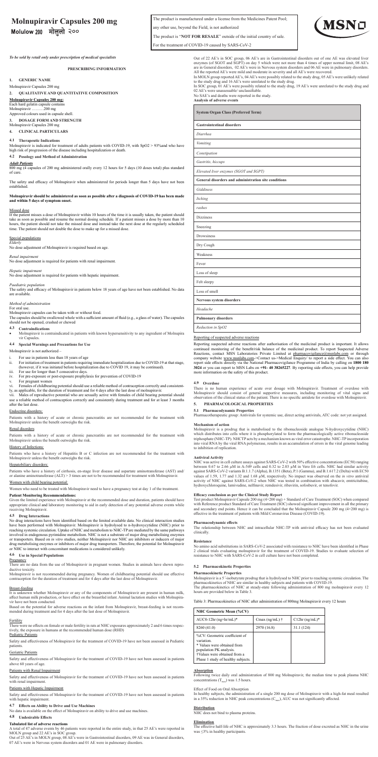# Molnupiravir Capsules 200 mg

**Molulow 200 मोलुलो २००**

The product is manufactured under a license from the Medicines Patent Pool;

any other use, beyond the Field, is not authorized

The product is "**NOT FOR RESALE**" outside of the initial country of sale.

For the treatment of COVID-19 caused by SARS-CoV-2

MSN

*To be sold by retail only under prescription of medical specialists*

**PRESCRIBING INFORMATION**

## 1. GENERIC NAME

Molnupiravir Capsules 200 mg

## 2. QUALITATIVE AND QUANTITATIVE COMPOSITION

**Molnupiravir Capsules 200 mg:**

Each hard gelatin capsule contains

Molnupiravir ……… 200 mg

Approved colours used in capsule shell.

## 3. DOSAGE FORM AND STRENGTH

Molnupiravir Capsules 200 mg

## 4. CLINICAL PARTICULARS

### 4.1 Therapeutic Indications

Molnupiravir is indicated for treatment of adults patients with COVID-19, with SpO2 > 93%and who have high risk of progression of the disease including hospitalization or death.

### 4.2 Posology and Method of Administration

*Adult Patients*

800 mg (4 capsules of 200 mg administered orally every 12 hours for 5 days (10 doses total) plus standard of care.

The safety and efficacy of Molnupiravir when administered for periods longer than 5 days have not been established.

**Molnupiravir should be administered as soon as possible after a diagnosis of COVID-19 has been made and within 5 days of symptom onset.**

Missed dose

If the patient misses a dose of Molnupiravir within 10 hours of the time it is usually taken, the patient should take as soon as possible and resume the normal dosing schedule. If a patient misses a dose by more than 10 hours, the patient should not take the missed dose and instead take the next dose at the regularly scheduled time. The patient should not double the dose to make up for a missed dose.

Special populations

*Elderly*

No dose adjustment of Molnupiravir is required based on age.

*Renal impairment*

No dose adjustment is required for patients with renal impairment.

*Hepatic impairment*

No dose adjustment is required for patients with hepatic impairment.

*Paediatric population*

The safety and efficacy of Molnupiravir in patients below 18 years of age have not been established. No data are available.

*Method of administration*

For oral use.

Molnupiravir capsules can be taken with or without food.

The capsules should be swallowed whole with a sufficient amount of fluid (e.g., a glass of water). The capsules should not be opened, crushed or chewed

### 4.3 Contraindications

- Molnupiravir is contraindicated in patients with known hypersensitivity to any ingredient of Molnupiravir Capsules.

### 4.4 Special Warnings and Precautions for Use

Molnupiravir is not authorized –

i. For use in patients less than 18 years of age
ii. For initiation of treatment in patients requiring immediate hospitalization due to COVID-19 at that stage, (however, if it was initiated before hospitalization due to COVID 19, it may be continued).
iii. For use for longer than 5 consecutive days.
iv. For pre-exposure or post-exposure prophylaxis for prevention of COVID-19
v. For pregnant women
vi. Females of childbearing potential should use a reliable method of contraception correctly and consistently, as applicable, for the duration of treatment and for 4 days after the last dose of molnupiravir.
vii. Males of reproductive potential who are sexually active with females of child bearing potential should use a reliable method of contraception correctly and consistently during treatment and for at least 3 months after the last dose.

Endocrine disorders:

Patients with a history of acute or chronic pancreatitis are not recommended for the treatment with Molnupiravir unless the benefit outweighs the risk.

Renal disorders

Patients with a history of acute or chronic pancreatitis are not recommended for the treatment with Molnupiravir unless the benefit outweighs the risk.

History of Infections:

Patients who have a history of Hepatitis B or C infection are not recommended for the treatment with Molnupiravir unless the benefit outweighs the risk.

Hepatobiliary disorders:

Patients who have a history of cirrhosis, en-stage liver disease and aspartate aminotransferase (AST) and/ or alanine aminotransferase (ALT) > 3 times are not to be recommended for treatment with Molnupiravir.

Women with child bearing potential:

Women who need to be treated with Molnupiravir need to have a pregnancy test at day 1 of the treatment.

**Patient Monitoring Recommendations:**

Given the limited experience with Molnupiravir at the recommended dose and duration, patients should have appropriate clinical and laboratory monitoring to aid in early detection of any potential adverse events while receiving Molnupiravir.

### 4.5 Drug Interactions

No drug interactions have been identified based on the limited available data. No clinical interaction studies have been performed with Molnupiravir. Molnupiravir is hydrolysed to n-hydroxycytidine (NHC) prior to reaching systemic circulation. Uptake of NHC and metabolism to NHC-TP are mediated by the same pathways involved in endogenous pyrimidine metabolism. NHC is not a substrate of major drug metabolising enzymes or transporters. Based on *in vitro* studies, neither Molnupiravir nor NHC are inhibitors or inducers of major drug metabolising enzymes or inhibitors of major drug transporters. Therefore, the potential for Molnupiravir or NHC to interact with concomitant medications is considered unlikely.

### 4.6 Use in Special Populations

Pregnancy

There are no data from the use of Molnupiravir in pregnant women. Studies in animals have shown reproductive toxicity.

Molnupiravir is not recommended during pregnancy. Women of childbearing potential should use effective contraception for the duration of treatment and for 4 days after the last dose of Molnupiravir.

Breast-feeding

It is unknown whether Molnupiravir or any of the components of Molnupiravir are present in human milk, affect human milk production, or have effect on the breastfed infant. Animal lactation studies with Molnupiravir have not been conducted.

Based on the potential for adverse reactions on the infant from Molnupiravir, breast-feeding is not recommended during treatment and for 4 days after the last dose of Molnupiravir.

Fertility

There were no effects on female or male fertility in rats at NHC exposures approximately 2 and 6 times respectively, the exposure in humans at the recommended human dose (RHD)

Pediatric Patients

Safety and effectiveness of Molnupiravir for the treatment of COVID-19 have not been assessed in Pediatric patients.

Geriatric Patients

Safety and effectiveness of Molnupiravir for the treatment of COVID-19 have not been assessed in patients above 60 years of age.

Patients with Renal Impairment

Safety and effectiveness of Molnupiravir for the treatment of COVID-19 have not been assessed in patients with renal impairment.

Patients with Hepatic Impairment

Safety and effectiveness of Molnupiravir for the treatment of COVID-19 have not been assessed in patients with hepatic impairment.

### 4.7 Effects on Ability to Drive and Use Machines

No data is available on the effect of Molnupiravir on ability to drive and use machines.

### 4.8 Undesirable Effects

**Tabulated list of adverse reactions**

A total of 47 adverse events by 46 patients were reported in the entire study, in that 25 AE's were reported in MOLN group and 22 AE's in the SOC group.

Out of 25 AE's in MOLN group, 08 AE's were in Gastrointestinal disorders, 09 AE was in General disorders, 07 AE's were in Nervous system disorders and 01 AE were in pulmonary disorders.

Out of 22 AE's in SOC group, 06 AE's are in Gastrointestinal disorders out of one AE was elevated liver enzymes (of SGOT and SGPT) on day 5 which were not more than 4 times of upper normal limit, 08 AE's are in General disorders, 02 AE's were in Nervous system disorders and 06 AE were in pulmonary disorders. All the reported AE's were mild and moderate in severity and all AE's were recovered.

In MOLN group reported AE's, 04 AE's were possibly related to the study drug, 05 AE's were unlikely related to the study drug and 16 AE's were unrelated to the study drug.

In SOC group, 01 AE's were possibly related to the study drug, 19 AE's were unrelated to the study drug and 02 AE's were unassessable/ unclassifiable.

No SAE's and deaths were reported in the study.

**Analysis of adverse events**

| **System Organ Class (Preferred Term)** |
|---|
| **Gastrointestinal disorders** |
| *Diarrhea* |
| *Vomiting* |
| *Constipation* |
| *Gastritis, hiccups* |
| *Elevated liver enzymes (SGOT and SGPT)* |
| **General disorders and administration site conditions** |
| *Giddiness* |
| *Itching* |
| *rashes* |
| Dizziness |
| Sneezing |
| Drowsiness |
| Dry Cough |
| Weakness |
| Fever |
| Loss of sleep |
| Felt sleepy |
| Loss of smell |
| **Nervous system disorders** |
| *Headache* |
| **Pulmonary disorders** |
| *Reduction in SpO2* |

Reporting of suspected adverse reactions

Reporting suspected adverse reactions after authorisation of the medicinal product is important. It allows continued monitoring of the benefit/risk balance of the medicinal product. To report Suspected Adverse Reactions, contact MSN Laboratories Private Limited at pharmacovigilance@msnlabs.com or through company website www.msnlabs.com->Contact us->Medical Enquiry/ to report a side effect. You can also report side effects directly via the National Pharmacovigilance Programme of India by calling on **1800 180 3024** or you can report to MSN Labs on **+91- 40 38265227**. By reporting side effects, you can help provide more information on the safety of this product.

### 4.9 Overdose

There is no human experience of acute over dosage with Molnupiravir. Treatment of overdose with Molnupiravir should consist of general supportive measures, including monitoring of vital signs and observation of the clinical status of the patient. There is no specific antidote for overdose with Molnupiravir.

## 5. PHARMACOLOGICAL PROPERTIES

### 5.1 Pharmacodynamic Properties

Pharmacotherapeutic group: Antivirals for systemic use, direct acting antivirals, ATC code: not yet assigned.

**Mechanism of action**

Molnupiravir is a prodrug that is metabolised to the ribonucleoside analogue N-hydroxycytidine (NHC) which distributes into cells where it is phosphorylated to form the pharmacologically active ribonucleoside triphosphate (NHC-TP). NHCTP acts by a mechanism known as viral error catastrophe. NHC-TP incorporation into viral RNA by the viral RNA polymerase, results in an accumulation of errors in the viral genome leading to inhibition of replication.

**Antiviral Activity**

NHC was active in cell culture assays against SARS-CoV-2 with 50% effective concentrations (EC50) ranging between 0.67 to 2.66 µM in A-549 cells and 0.32 to 2.03 µM in Vero E6 cells. NHC had similar activity against SARS-CoV-2 variants B.1.1.7 (Alpha), B.1351 (Beta), P.1 (Gamma), and B.1.617.2 (Delta) with EC50 values of 1.59, 1.77 and 1.32 and 1.68 µM, respectively. No impact was observed on the *in vitro* antiviral activity of NHC against SARS-CoV-2 when NHC was tested in combination with abacavir, emtricitabine, hydroxychloroquine, lamivudine, nelfinavir, remdesivir, ribavirin, sofosbuvir, or tenofovir.

**Efficacy conclusion as per the Clinical Study Report**

Test product Molnupiravir Capsule 200 mg (4×200 mg) + Standard of Care Treatment (SOC) when compared with Reference product Standard of Care Treatment (SOC) showed significant improvement in all the primary and secondary end points. Hence it can be concluded that the Molnupiravir Capsule 200 mg (4×200 mg) is effective in the treatment of patients with Mild Coronavirus Disease (COVID-19).

**Pharmacodynamic effects**

The relationship between NHC and intracellular NHC-TP with antiviral efficacy has not been evaluated clinically.

**Resistance**

No amino acid substitutions in SARS-CoV-2 associated with resistance to NHC have been identified in Phase 2 clinical trials evaluating molnupiravir for the treatment of COVID-19. Studies to evaluate selection of resistance to NHC with SARS-CoV-2 in cell culture have not been completed.

### 5.2 Pharmacokinetic Properties

**Pharmacokinetic Properties**

Molnupiravir is a 5´-isobutyrate prodrug that is hydrolysed to NHC prior to reaching systemic circulation. The pharmacokinetics of NHC are similar in healthy subjects and patients with COVID-19.

The pharmacokinetics of NHC at steady-state following administration of 800 mg molnupiravir every 12 hours are provided below in Table 3.

Table 3: Pharmacokinetics of NHC after administration of 800mg Molnupiravir every 12 hours

| **NHC Geometric Mean (%CV)** | | |
|---|---|---|
| AUC0-12hr (ng×hr/mL)* | Cmax (ng/mL) † | C12hr (ng/mL)* |
| 8260 (41.0) | 2970 (16.8) | 31.1 (124) |
| %CV: Geometric coefficient of variation.<br>* Values were obtained from population PK analysis.<br>†Values were obtained from a Phase 1 study of healthy subjects. | | |

**Absorption**

Following twice daily oral administration of 800 mg Molnupiravir, the median time to peak plasma NHC concentrations ($T_{max}$) was 1.5 hours.

Effect of Food on Oral Absorption

In healthy subjects, the administration of a single 200 mg dose of Molnupiravir with a high-fat meal resulted in a 35% reduction in NHC peak concentrations ($C_{max}$), AUC was not significantly affected.

**Distribution**

NHC does not bind to plasma proteins.

**Elimination**

The effective half-life of NHC is approximately 3.3 hours. The fraction of dose excreted as NHC in the urine was ≤3% in healthy participants.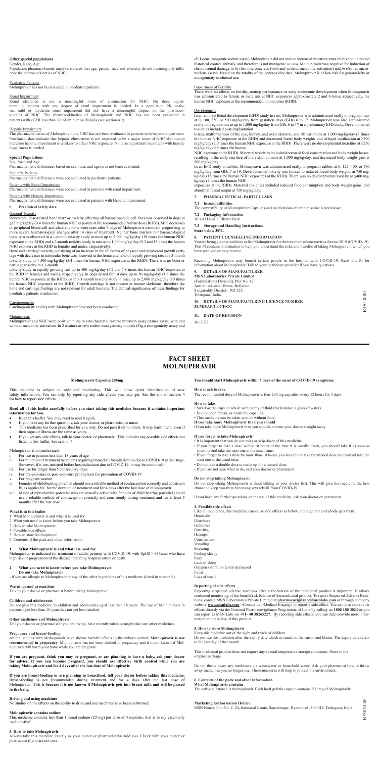**Other special populations**

Gender, Race, Age

Population pharmacokinetic analysis showed that age, gender, race and ethnicity do not meaningfully influence the pharmacokinetics of NHC.

Paediatric Patients

Molnupiravir has not been studied in paediatric patients.

Renal Impairment

Renal clearance is not a meaningful route of elimination for NHC. No dose adjustment in patients with any degree of renal impairment is needed. In a population PK analysis, mild or moderate renal impairment did not have a meaningful impact on the pharmacokinetics of NHC. The pharmacokinetics of Molnupiravir and NHC has not been evaluated in patients with eGFR less than 30 mL/min or on dialysis (see section 4.2).

Hepatic Impairment

The pharmacokinetics of Molnupiravir and NHC has not been evaluated in patients with hepatic impairment. Preclinical data indicate that hepatic elimination is not expected to be a major route of NHC elimination therefore hepatic impairment is unlikely to affect NHC exposure. No dose adjustment in patients with hepatic impairment is needed.

**Special Populations**

Sex, Race and Age

Pharmacokinetic differences based on sex, race, and age have not been evaluated.

Pediatric Patients

Pharmacokinetic differences were not evaluated in paediatric patients.

Patients with Renal Impairment

Pharmacokinetic differences were not evaluated in patients with renal impairment.

Patients with Hepatic Impairment

Pharmacokinetic differences were not evaluated in patients with Hepatic impairment.

**6. Preclinical safety data**

General Toxicity

Reversible, dose-related bone marrow toxicity affecting all haematopoietic cell lines was observed in dogs at ≥17 mg/kg/day (0.4 times the human NHC exposure at the recommended human dose (RHD)). Mild decreases in peripheral blood cell and platelet counts were seen after 7 days of Molnupiravir treatment progressing to more severe haematological changes after 14 days of treatment. Neither bone marrow nor haematological toxicity was observed in a 1-month toxicity study in mice up to 2,000 mg/kg/day (19 times the human NHC exposure at the RHD) and a 3-month toxicity study in rats up to 1,000 mg/kg/day (9.3 and 15 times the human NHC exposure at the RHD in females and males, respectively).

Bone and cartilage toxicity, consisting of an increase in the thickness of physeal and epiphyseal growth cartilage with decreases in trabecular bone was observed in the femur and tibia of rapidly growing rats in a 3-month toxicity study at ≥ 500 mg/kg/day (5.4 times the human NHC exposure at the RHD). There was no bone or cartilage toxicity in a 1-month

toxicity study in rapidly growing rats up to 500 mg/kg/day (4.2 and 7.8 times the human NHC exposure at the RHD in females and males, respectively), in dogs dosed for 14 days up to 50 mg/kg/day (1.6 times the human NHC exposure at the RHD), or in a 1-month toxicity study in mice up to 2,000 mg/kg/day (19 times the human NHC exposure at the RHD). Growth cartilage is not present in mature skeletons; therefore the bone and cartilage findings are not relevant for adult humans. The clinical significance of these findings for paediatric patients is unknown.

Carcinogenesis

Carcinogenicity studies with Molnupiravir have not been conducted.

Mutagenesis

Molnupiravir and NHC were positive in the *in vitro* bacterial reverse mutation assay (Ames assay) with and without metabolic activation. In 2 distinct *in vivo* rodent mutagenicity models (Pig-a mutagenicity assay and cII Locus transgenic rodent assay) Molnupiravir did not induce increased mutation rates relative to untreated historical control animals, and therefore is not mutagenic *in vivo*. Molnupiravir was negative for induction of chromosomal damage in *in vitro* micronucleus (with and without metabolic activation) and *in vivo* rat micronucleus assays. Based on the totality of the genotoxicity data, Molnupiravir is of low risk for genotoxicity or mutagenicity in clinical use.

Impairment of Fertility

There were no effects on fertility, mating performance or early embryonic development when Molnupiravir was administered to female or male rats at NHC exposures approximately 2 and 6 times, respectively, the human NHC exposure at the recommended human dose (RHD).

Development

In an embryo foetal development (EFD) study in rats, Molnupiravir was administered orally to pregnant rats at 0, 100, 250, or 500 mg/kg/day from gestation days (GDs) 6 to 17. Molnupiravir was also administered orally to pregnant rats at up to 1,000 mg/kg/day from GDs 6 to 17 in a preliminary EFD study. Developmental toxicities included post-implantation

losses, malformations of the eye, kidney, and axial skeleton, and rib variations at 1,000 mg/kg/day (8 times the human NHC exposure at the RHD) and decreased foetal body weights and delayed ossification at ≥500 mg/kg/day (2.9 times the human NHC exposure at the RHD). There were no developmental toxicities at ≤250 mg/kg/day (0.8 times the human

NHC exposure at the RHD. Maternal toxicities included decreased food consumption and body weight losses, resulting in the early sacrifice of individual animals at 1,000 mg/kg/day, and decreased body weight gain at 500 mg/kg/day.

In an EFD study in rabbits, Molnupiravir was administered orally to pregnant rabbits at 0, 125, 400, or 750 mg/kg/day from GDs 7 to 19. Developmental toxicity was limited to reduced foetal body weights at 750 mg/kg/day (18 times the human NHC exposures at the RHD). There was no developmental toxicity at ≤400 mg/kg/day (7 times the human NHC

exposures at the RHD). Maternal toxicities included reduced food consumption and body weight gains, and abnormal faecal output at 750 mg/kg/day.

**7. PHARMACEUTICAL PARTICULARS**

**7.1 Incompatibilities**

The compatibility of Molnupiravir Capsules and medications other than saline is not known.

**7.2 Packaging Information**

10's ALU-ALU Blister Pack.

**7.3 Storage and Handling Instructions**

**Store below 30ºC.**

**8. PATIENT COUNSELLING INFORMATION**

You are being given a medicine called Molnupiravir for the treatment of coronavirus disease 2019 (COVID-19). This PI contains information to help you understand the risks and benefits of taking Molnupiravir, which you have received or may receive.

Receiving Molnupiravir may benefit certain people in the hospital with COVID-19. Read this PI for information about Molnupiravir. Talk to your healthcare provider if you have questions.

**9. DETAILS OF MANUFACTURER**

**MSN Laboratories Private Limited**

(Formulations Division), Plot No. 42,
Anrich Industrial Estate, Bollaram,
Sangareddy District - 502 325,
Telangana, India.

**10. DETAILS OF MANUFACTURING LICENCE NUMBER**

**38/MD/AP/2007/F/CC**

**11. DATE OF REVISION**

Jan 2022.

B33010-00

# FACT SHEET
# MOLNUPIRAVIR

**Molnupiravir Capsules 200mg**

This medicine is subject to additional monitoring. This will allow quick identification of new safety information. You can help by reporting any side effects you may get. See the end of section 4 for how to report side effects.

**Read all of this leaflet carefully before you start taking this medicine because it contains important information for you.**

- Keep this leaflet. You may need to read it again.
- If you have any further questions, ask your doctor, or pharmacist, or nurse.
- This medicine has been prescribed for you only. Do not pass it on to others. It may harm them, even if their signs of illness are the same as yours.
- If you get any side effects, talk to your doctor, or pharmacist. This includes any possible side effects not listed in this leaflet. See section 4.

Molnupiravir is not authorized –

i. For use in patients less than 18 years of age
ii. For initiation of treatment in patients requiring immediate hospitalization due to COVID-19 at that stage, (however, if it was initiated before hospitalization due to COVID 19, it may be continued).
iii. For use for longer than 5 consecutive days.
iv. For pre-exposure or post-exposure prophylaxis for prevention of COVID-19
v. For pregnant women
vi. Females of childbearing potential should use a reliable method of contraception correctly and consistently, as applicable, for the duration of treatment and for 4 days after the last dose of molnupiravir.
vii. Males of reproductive potential who are sexually active with females of child bearing potential should use a reliable method of contraception correctly and consistently during treatment and for at least 3 months after the last dose.

**What is in this leaflet**

1. What Molnupiravir is and what it is used for
2. What you need to know before you take Molnupiravir
3. How to take Molnupiravir
4. Possible side effects
5. How to store Molnupiravir
6. Contents of the pack and other information

**1. What Molnupiravir is and what it is used for**

Molnupiravir is indicated for treatment of adults patients with COVID-19, with SpO2 > 93%and who have high risk of progression of the disease including hospitalization or death.

**2. What you need to know before you take Molnupiravir**

**Do not take Molnupiravir**

- if you are allergic to Molnupiravir or any of the other ingredients of this medicine (listed in section 6).

**Warnings and precautions**

Talk to your doctor or pharmacist before taking Molnupiravir.

**Children and adolescents**

Do not give this medicine to children and adolescents aged less than 18 years. The use of Molnupiravir in persons aged less than 18 years has not yet been studied.

**Other medicines and Molnupiravir**

Tell your doctor or pharmacist if you are taking, have recently taken or might take any other medicines.

**Pregnancy and breast-feeding**

Animal studies with Molnupiravir have shown harmful effects to the unborn animal. **Molnupiravir is not recommended in pregnancy.** Molnupiravir has not been studied in pregnancy and it is not known if Molnupiravir will harm your baby while you are pregnant.

**If you are pregnant, think you may be pregnant, or are planning to have a baby, ask your doctor for advice. If you can become pregnant, you should use effective birth control while you are taking Molnupiravir and for 4 days after the last dose of Molnupiravir.**

**If you are breast-feeding or are planning to breastfeed, tell your doctor before taking this medicine.** Breast-feeding is not recommended during treatment and for 4 days after the last dose of Molnupiravir. **This is because it is not known if Molnupiravir gets into breast milk and will be passed to the baby.**

**Driving and using machines**

No studies on the effects on the ability to drive and use machines have been performed.

**Molnupiravir contains sodium**

This medicine contains less than 1 mmol sodium (23 mg) per dose of 4 capsules, that is to say essentially 'sodium-free'.

**3. How to take Molnupiravir**

Always take this medicine exactly as your doctor or pharmacist has told you. Check with your doctor or pharmacist if you are not sure.

**You should start Molnupiravir within 5 days of the onset of COVID-19 symptoms.**

**How much to take**

The recommended dose of Molnupiravir is four 200 mg capsules, every 12 hours for 5 days.

**How to take**

- Swallow the capsule whole with plenty of fluid (for instance a glass of water)
- Do not open, break, or crush the capsules.
- This medicine can be taken with or without food.

**If you take more Molnupiravir than you should**

If you take more Molnupiravir than you should, contact your doctor straight away

**If you forget to take Molnupiravir**

- It is important that you do not miss or skip doses of this medicine.
- If you forget to take a dose within 10 hours of the time it is usually taken, you should take it as soon as possible and take the next one at the usual time.
- If you forget to take a dose by more than 10 hours, you should not take the missed dose and instead take the next one at the usual time.
- Do not take a double dose to make up for a missed dose.
- If you are not sure what to do, call your doctor or pharmacist.

**Do not stop taking Molnupiravir**

Do not stop taking Molnupiravir without talking to your doctor first. This will give the medicine the best chance to keep you from becoming severely ill from COVID-19.

If you have any further questions on the use of this medicine, ask your doctor or pharmacist.

**4. Possible side effects**

Like all medicines, this medicine can cause side effects as below, although not everybody gets them.

Headache
Diarrhoea
Giddiness
Gastritis,
Hiccups,
Constipation
Vomiting
Sneezing
Feeling sleepy
Rash
Lack of sleep
Oxygen saturation levels decreased
Fever
Loss of smell

**Reporting of side effects**

Reporting suspected adverse reactions after authorisation of the medicinal product is important. It allows continued monitoring of the benefit/risk balance of the medicinal product. To report Suspected Adverse Reactions, contact MSN Laboratories Private Limited at **pharmacovigilance@msnlabs.com** or through company website **www.msnlabs.com**->Contact us->Medical Enquiry/ to report a side effect. You can also report side effects directly via the National Pharmacovigilance Programme of India by calling on **1800 180 3024** or you can report to MSN Labs on **+91- 40 38265227**. By reporting side effects, you can help provide more information on the safety of this product.

**5. How to store Molnupiravir**

Keep this medicine out of the sight and reach of children.

Do not use this medicine after the expiry date which is stated on the carton and blister. The expiry date refers to the last day of that month.

This medicinal product does not require any special temperature storage conditions. Store in the original package.

Do not throw away any medicines via wastewater or household waste. Ask your pharmacist how to throw away medicines you no longer use. These measures will help to protect the environment.

**6. Contents of the pack and other information**

**What Molnupiravir contains**

The active substance is molnupiravir. Each hard gelatin capsule contains 200 mg of Molnupiravir.

**Marketing Authorisation Holder:**

MSN House: Plot No: C-24, Industrial Estate, Sanathnagar, Hyderabad -500 018, Telangana, India.

B33010-00